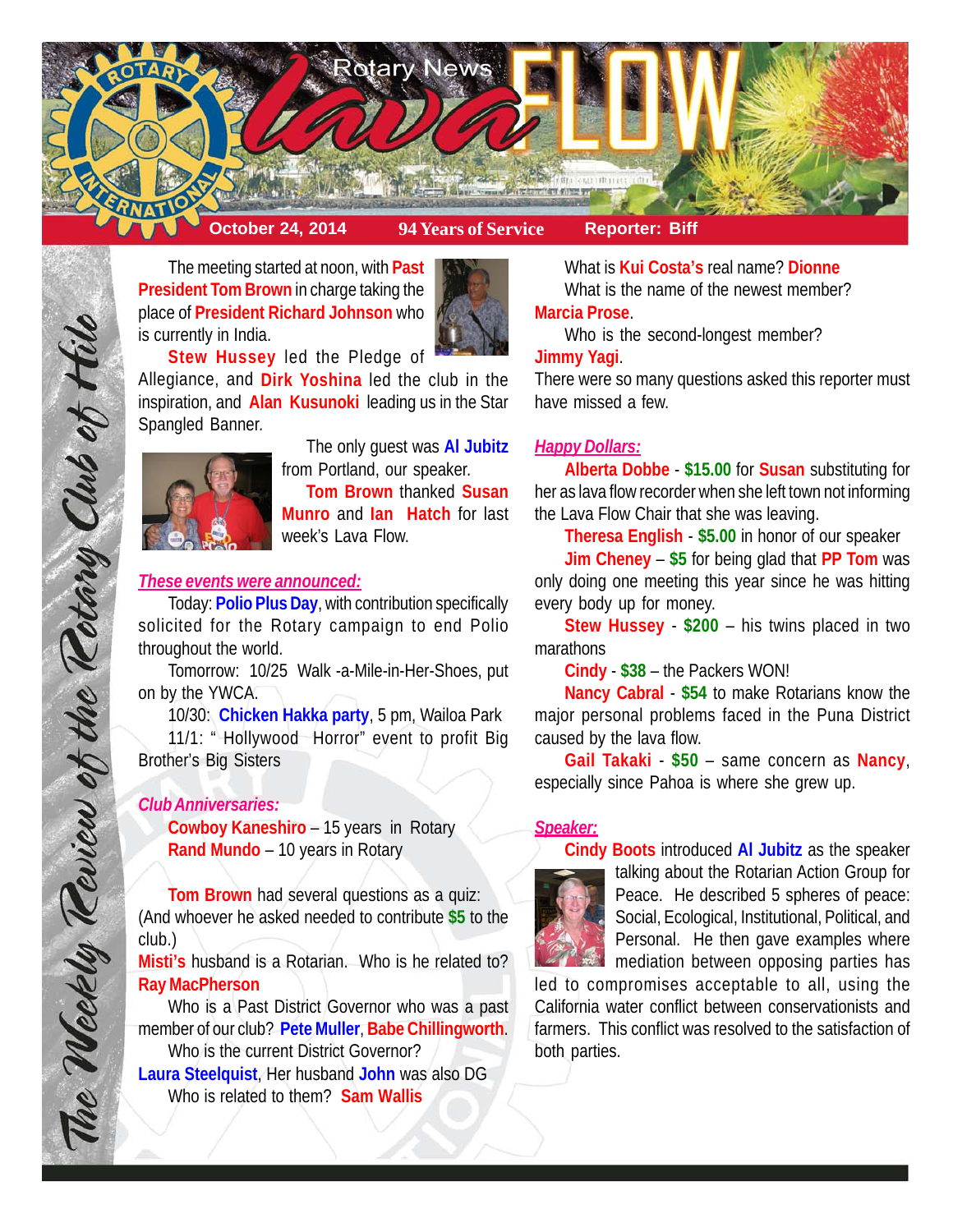# Rotary News Lava FLOW

**October 24, 2014** | **94 Years of Service** | **Reporter: Biff**

*The Weekly Review of the Rotary Club of Hilo*

The meeting started at noon, with **Past President Tom Brown** in charge taking the place of **President Richard Johnson** who is currently in India.

**Stew Hussey** led the Pledge of Allegiance, and **Dirk Yoshina** led the club in the inspiration, and **Alan Kusunoki** leading us in the Star Spangled Banner.

The only guest was **Al Jubitz** from Portland, our speaker.

**Tom Brown** thanked **Susan Munro** and **Ian Hatch** for last week's Lava Flow.

### *These events were announced:*

Today: **Polio Plus Day**, with contribution specifically solicited for the Rotary campaign to end Polio throughout the world.

Tomorrow: 10/25 Walk -a-Mile-in-Her-Shoes, put on by the YWCA.

10/30: **Chicken Hakka party**, 5 pm, Wailoa Park

11/1: " Hollywood Horror" event to profit Big Brother's Big Sisters

### *Club Anniversaries:*

**Cowboy Kaneshiro** – 15 years in Rotary
**Rand Mundo** – 10 years in Rotary

**Tom Brown** had several questions as a quiz: (And whoever he asked needed to contribute **$5** to the club.)

**Misti's** husband is a Rotarian. Who is he related to? **Ray MacPherson**

Who is a Past District Governor who was a past member of our club? **Pete Muller**, **Babe Chillingworth**.

Who is the current District Governor? **Laura Steelquist**, Her husband **John** was also DG

Who is related to them? **Sam Wallis**

What is **Kui Costa's** real name? **Dionne**

What is the name of the newest member? **Marcia Prose**.

Who is the second-longest member? **Jimmy Yagi**.

There were so many questions asked this reporter must have missed a few.

### *Happy Dollars:*

**Alberta Dobbe** - **$15.00** for **Susan** substituting for her as lava flow recorder when she left town not informing the Lava Flow Chair that she was leaving.

**Theresa English** - **$5.00** in honor of our speaker

**Jim Cheney** – **$5** for being glad that **PP Tom** was only doing one meeting this year since he was hitting every body up for money.

**Stew Hussey** - **$200** – his twins placed in two marathons

**Cindy** - **$38** – the Packers WON!

**Nancy Cabral** - **$54** to make Rotarians know the major personal problems faced in the Puna District caused by the lava flow.

**Gail Takaki** - **$50** – same concern as **Nancy**, especially since Pahoa is where she grew up.

### *Speaker:*

**Cindy Boots** introduced **Al Jubitz** as the speaker talking about the Rotarian Action Group for Peace. He described 5 spheres of peace: Social, Ecological, Institutional, Political, and Personal. He then gave examples where mediation between opposing parties has led to compromises acceptable to all, using the California water conflict between conservationists and farmers. This conflict was resolved to the satisfaction of both parties.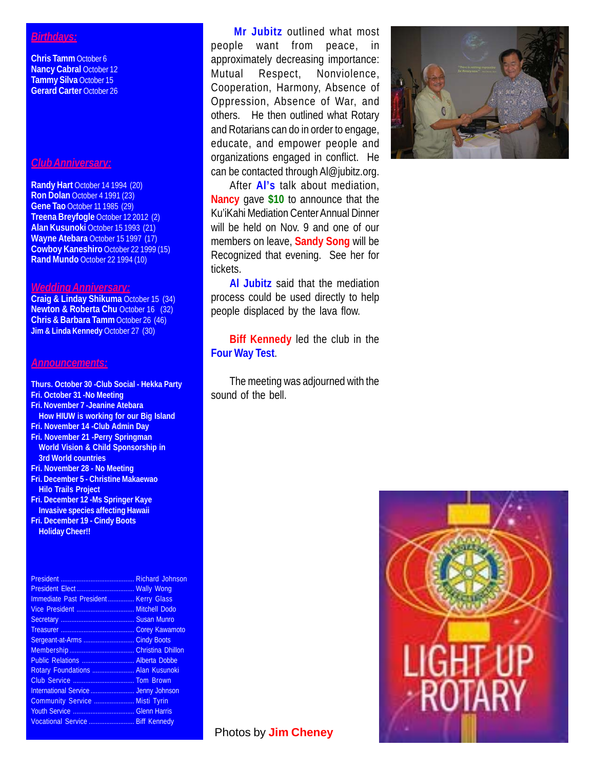## *Birthdays:*

**Chris Tamm** October 6
**Nancy Cabral** October 12
**Tammy Silva** October 15
**Gerard Carter** October 26

## *Club Anniversary:*

**Randy Hart** October 14 1994 (20)
**Ron Dolan** October 4 1991 (23)
**Gene Tao** October 11 1985 (29)
**Treena Breyfogle** October 12 2012 (2)
**Alan Kusunoki** October 15 1993 (21)
**Wayne Atebara** October 15 1997 (17)
**Cowboy Kaneshiro** October 22 1999 (15)
**Rand Mundo** October 22 1994 (10)

## *Wedding Anniversary:*

**Craig & Linday Shikuma** October 15 (34)
**Newton & Roberta Chu** October 16 (32)
**Chris & Barbara Tamm** October 26 (46)
**Jim & Linda Kennedy** October 27 (30)

## *Announcements:*

**Thurs. October 30 -Club Social - Hekka Party**
**Fri. October 31 -No Meeting**
**Fri. November 7 -Jeanine Atebara**
**How HIUW is working for our Big Island**
**Fri. November 14 -Club Admin Day**
**Fri. November 21 -Perry Springman**
**World Vision & Child Sponsorship in 3rd World countries**
**Fri. November 28 - No Meeting**
**Fri. December 5 - Christine Makaewao**
**Hilo Trails Project**
**Fri. December 12 -Ms Springer Kaye**
**Invasive species affecting Hawaii**
**Fri. December 19 - Cindy Boots**
**Holiday Cheer!!**

| | |
|---|---|
| President | Richard Johnson |
| President Elect | Wally Wong |
| Immediate Past President | Kerry Glass |
| Vice President | Mitchell Dodo |
| Secretary | Susan Munro |
| Treasurer | Corey Kawamoto |
| Sergeant-at-Arms | Cindy Boots |
| Membership | Christina Dhillon |
| Public Relations | Alberta Dobbe |
| Rotary Foundations | Alan Kusunoki |
| Club Service | Tom Brown |
| International Service | Jenny Johnson |
| Community Service | Misti Tyrin |
| Youth Service | Glenn Harris |
| Vocational Service | Biff Kennedy |

**Mr Jubitz** outlined what most people want from peace, in approximately decreasing importance: Mutual Respect, Nonviolence, Cooperation, Harmony, Absence of Oppression, Absence of War, and others. He then outlined what Rotary and Rotarians can do in order to engage, educate, and empower people and organizations engaged in conflict. He can be contacted through Al@jubitz.org.

After **Al's** talk about mediation, **Nancy** gave **$10** to announce that the Ku'iKahi Mediation Center Annual Dinner will be held on Nov. 9 and one of our members on leave, **Sandy Song** will be Recognized that evening. See her for tickets.

**Al Jubitz** said that the mediation process could be used directly to help people displaced by the lava flow.

**Biff Kennedy** led the club in the **Four Way Test**.

The meeting was adjourned with the sound of the bell.

Photos by **Jim Cheney**